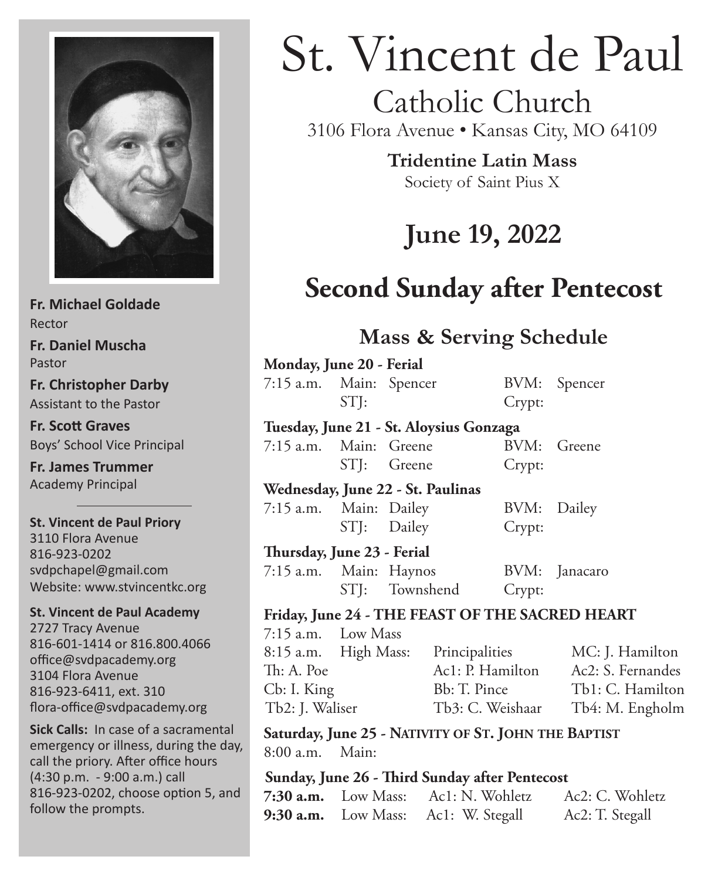# St. Vincent de Paul

## Catholic Church

3106 Flora Avenue • Kansas City, MO 64109

**Tridentine Latin Mass**

Society of Saint Pius X

## June 19, 2022

## Second Sunday after Pentecost

### Mass & Serving Schedule

**Monday, June 20 - Ferial**

7:15 a.m. Main: Spencer BVM: Spencer
STJ: Crypt:

**Tuesday, June 21 - St. Aloysius Gonzaga**

7:15 a.m. Main: Greene BVM: Greene
STJ: Greene Crypt:

**Wednesday, June 22 - St. Paulinas**

7:15 a.m. Main: Dailey BVM: Dailey
STJ: Dailey Crypt:

**Thursday, June 23 - Ferial**

7:15 a.m. Main: Haynos BVM: Janacaro
STJ: Townshend Crypt:

**Friday, June 24 - THE FEAST OF THE SACRED HEART**

7:15 a.m. Low Mass
8:15 a.m. High Mass: Principalities MC: J. Hamilton
Th: A. Poe Ac1: P. Hamilton Ac2: S. Fernandes
Cb: I. King Bb: T. Pince Tb1: C. Hamilton
Tb2: J. Waliser Tb3: C. Weishaar Tb4: M. Engholm

**Saturday, June 25 - NATIVITY OF ST. JOHN THE BAPTIST**

8:00 a.m. Main:

**Sunday, June 26 - Third Sunday after Pentecost**

**7:30 a.m.** Low Mass: Ac1: N. Wohletz Ac2: C. Wohletz
**9:30 a.m.** Low Mass: Ac1: W. Stegall Ac2: T. Stegall

---

**Fr. Michael Goldade**
Rector

**Fr. Daniel Muscha**
Pastor

**Fr. Christopher Darby**
Assistant to the Pastor

**Fr. Scott Graves**
Boys' School Vice Principal

**Fr. James Trummer**
Academy Principal

**St. Vincent de Paul Priory**
3110 Flora Avenue
816-923-0202
svdpchapel@gmail.com
Website: www.stvincentkc.org

**St. Vincent de Paul Academy**
2727 Tracy Avenue
816-601-1414 or 816.800.4066
office@svdpacademy.org
3104 Flora Avenue
816-923-6411, ext. 310
flora-office@svdpacademy.org

**Sick Calls:** In case of a sacramental emergency or illness, during the day, call the priory. After office hours (4:30 p.m. - 9:00 a.m.) call 816-923-0202, choose option 5, and follow the prompts.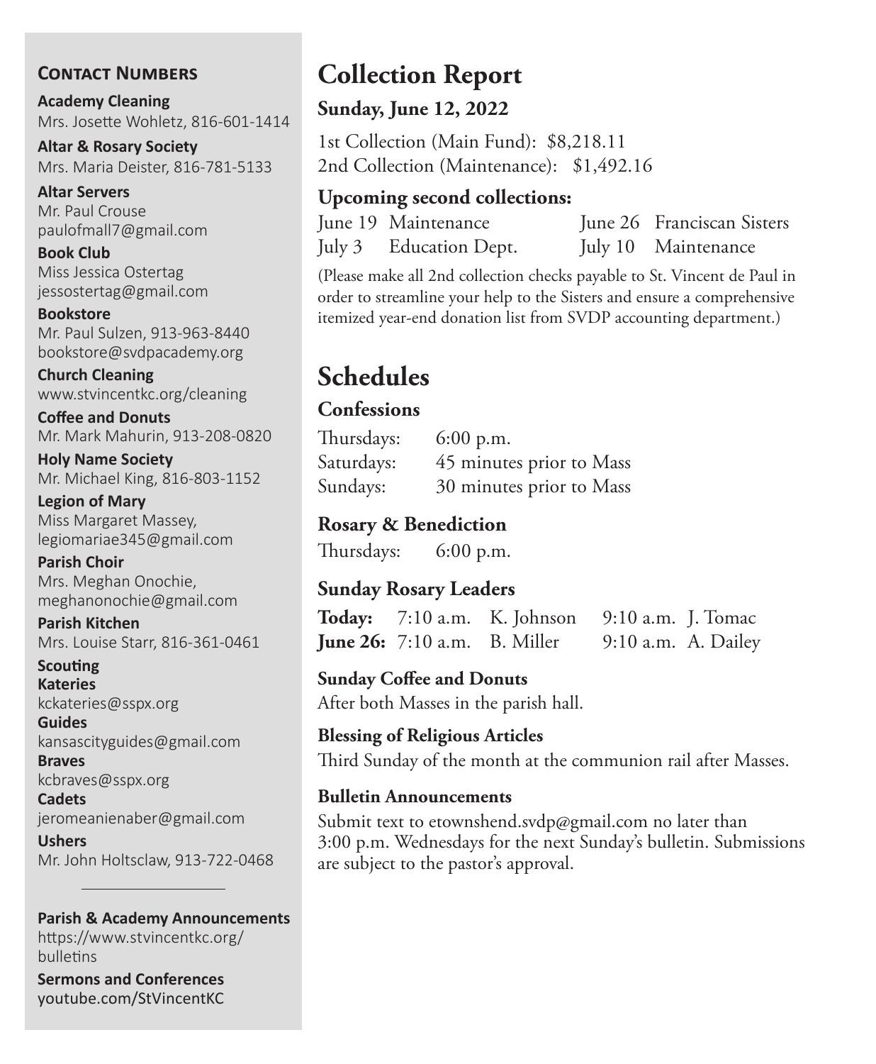## Contact Numbers

**Academy Cleaning**
Mrs. Josette Wohletz, 816-601-1414

**Altar & Rosary Society**
Mrs. Maria Deister, 816-781-5133

**Altar Servers**
Mr. Paul Crouse
paulofmall7@gmail.com

**Book Club**
Miss Jessica Ostertag
jessostertag@gmail.com

**Bookstore**
Mr. Paul Sulzen, 913-963-8440
bookstore@svdpacademy.org

**Church Cleaning**
www.stvincentkc.org/cleaning

**Coffee and Donuts**
Mr. Mark Mahurin, 913-208-0820

**Holy Name Society**
Mr. Michael King, 816-803-1152

**Legion of Mary**
Miss Margaret Massey,
legiomariae345@gmail.com

**Parish Choir**
Mrs. Meghan Onochie,
meghanonochie@gmail.com

**Parish Kitchen**
Mrs. Louise Starr, 816-361-0461

**Scouting**

**Kateries**
kckateries@sspx.org

**Guides**
kansascityguides@gmail.com

**Braves**
kcbraves@sspx.org

**Cadets**
jeromeanienaber@gmail.com

**Ushers**
Mr. John Holtsclaw, 913-722-0468

---

**Parish & Academy Announcements**
https://www.stvincentkc.org/bulletins

**Sermons and Conferences**
youtube.com/StVincentKC

# Collection Report

### Sunday, June 12, 2022

1st Collection (Main Fund): $8,218.11
2nd Collection (Maintenance): $1,492.16

### Upcoming second collections:

| | | | |
|---|---|---|---|
| June 19 | Maintenance | June 26 | Franciscan Sisters |
| July 3 | Education Dept. | July 10 | Maintenance |

(Please make all 2nd collection checks payable to St. Vincent de Paul in order to streamline your help to the Sisters and ensure a comprehensive itemized year-end donation list from SVDP accounting department.)

# Schedules

### Confessions

| | |
|---|---|
| Thursdays: | 6:00 p.m. |
| Saturdays: | 45 minutes prior to Mass |
| Sundays: | 30 minutes prior to Mass |

### Rosary & Benediction

Thursdays: 6:00 p.m.

### Sunday Rosary Leaders

| | | | | |
|---|---|---|---|---|
| **Today:** | 7:10 a.m. | K. Johnson | 9:10 a.m. | J. Tomac |
| **June 26:** | 7:10 a.m. | B. Miller | 9:10 a.m. | A. Dailey |

**Sunday Coffee and Donuts**
After both Masses in the parish hall.

**Blessing of Religious Articles**
Third Sunday of the month at the communion rail after Masses.

**Bulletin Announcements**
Submit text to etownshend.svdp@gmail.com no later than 3:00 p.m. Wednesdays for the next Sunday's bulletin. Submissions are subject to the pastor's approval.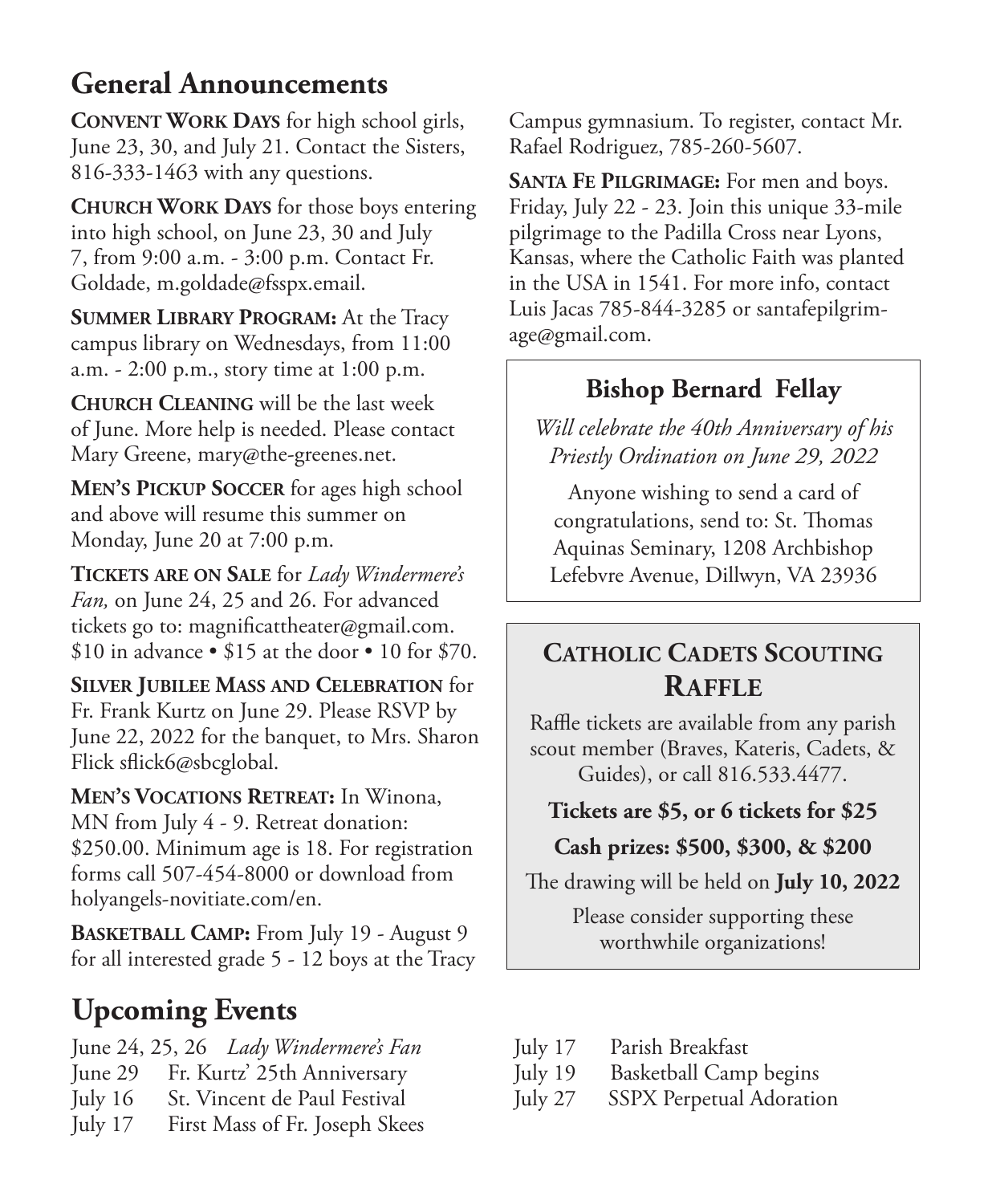## General Announcements

**Convent Work Days** for high school girls, June 23, 30, and July 21. Contact the Sisters, 816-333-1463 with any questions.

**Church Work Days** for those boys entering into high school, on June 23, 30 and July 7, from 9:00 a.m. - 3:00 p.m. Contact Fr. Goldade, m.goldade@fsspx.email.

**Summer Library Program:** At the Tracy campus library on Wednesdays, from 11:00 a.m. - 2:00 p.m., story time at 1:00 p.m.

**Church Cleaning** will be the last week of June. More help is needed. Please contact Mary Greene, mary@the-greenes.net.

**Men's Pickup Soccer** for ages high school and above will resume this summer on Monday, June 20 at 7:00 p.m.

**Tickets are on Sale** for *Lady Windermere's Fan,* on June 24, 25 and 26. For advanced tickets go to: magnificattheater@gmail.com. $10 in advance • $15 at the door • 10 for $70.

**Silver Jubilee Mass and Celebration** for Fr. Frank Kurtz on June 29. Please RSVP by June 22, 2022 for the banquet, to Mrs. Sharon Flick sflick6@sbcglobal.

**Men's Vocations Retreat:** In Winona, MN from July 4 - 9. Retreat donation: $250.00. Minimum age is 18. For registration forms call 507-454-8000 or download from holyangels-novitiate.com/en.

**Basketball Camp:** From July 19 - August 9 for all interested grade 5 - 12 boys at the Tracy Campus gymnasium. To register, contact Mr. Rafael Rodriguez, 785-260-5607.

**Santa Fe Pilgrimage:** For men and boys. Friday, July 22 - 23. Join this unique 33-mile pilgrimage to the Padilla Cross near Lyons, Kansas, where the Catholic Faith was planted in the USA in 1541. For more info, contact Luis Jacas 785-844-3285 or santafepilgrimage@gmail.com.

### Bishop Bernard Fellay

*Will celebrate the 40th Anniversary of his Priestly Ordination on June 29, 2022*

Anyone wishing to send a card of congratulations, send to: St. Thomas Aquinas Seminary, 1208 Archbishop Lefebvre Avenue, Dillwyn, VA 23936

### Catholic Cadets Scouting Raffle

Raffle tickets are available from any parish scout member (Braves, Kateris, Cadets, & Guides), or call 816.533.4477.

**Tickets are $5, or 6 tickets for $25**

**Cash prizes: $500, $300, & $200**

The drawing will be held on **July 10, 2022**

Please consider supporting these worthwhile organizations!

## Upcoming Events

| | |
|---|---|
| June 24, 25, 26 | *Lady Windermere's Fan* |
| June 29 | Fr. Kurtz' 25th Anniversary |
| July 16 | St. Vincent de Paul Festival |
| July 17 | First Mass of Fr. Joseph Skees |
| July 17 | Parish Breakfast |
| July 19 | Basketball Camp begins |
| July 27 | SSPX Perpetual Adoration |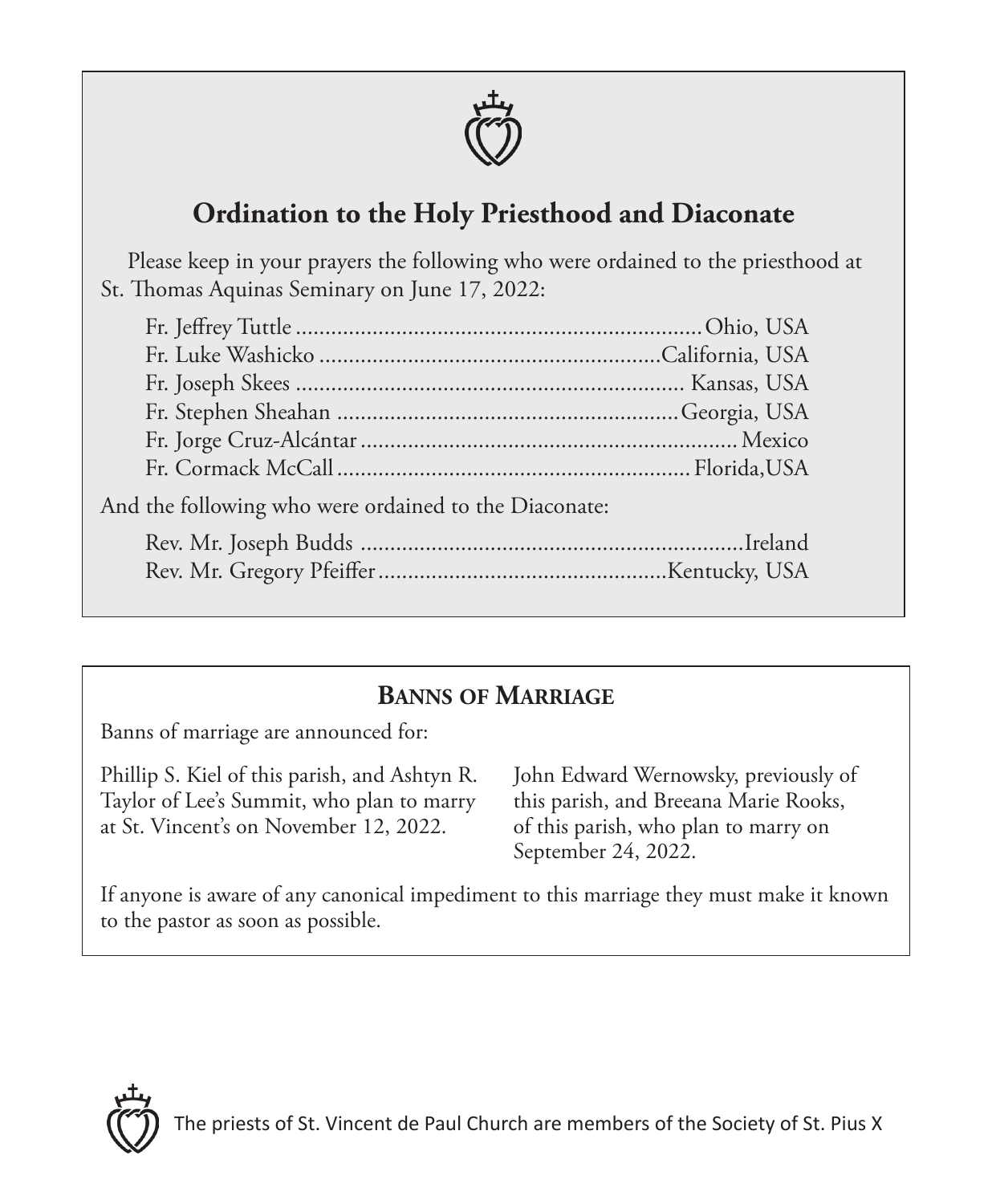## Ordination to the Holy Priesthood and Diaconate

Please keep in your prayers the following who were ordained to the priesthood at St. Thomas Aquinas Seminary on June 17, 2022:

| | |
|---|---|
| Fr. Jeffrey Tuttle | Ohio, USA |
| Fr. Luke Washicko | California, USA |
| Fr. Joseph Skees | Kansas, USA |
| Fr. Stephen Sheahan | Georgia, USA |
| Fr. Jorge Cruz-Alcántar | Mexico |
| Fr. Cormack McCall | Florida,USA |

And the following who were ordained to the Diaconate:

| | |
|---|---|
| Rev. Mr. Joseph Budds | Ireland |
| Rev. Mr. Gregory Pfeiffer | Kentucky, USA |

## Banns of Marriage

Banns of marriage are announced for:

Phillip S. Kiel of this parish, and Ashtyn R. Taylor of Lee's Summit, who plan to marry at St. Vincent's on November 12, 2022.

John Edward Wernowsky, previously of this parish, and Breeana Marie Rooks, of this parish, who plan to marry on September 24, 2022.

If anyone is aware of any canonical impediment to this marriage they must make it known to the pastor as soon as possible.

The priests of St. Vincent de Paul Church are members of the Society of St. Pius X